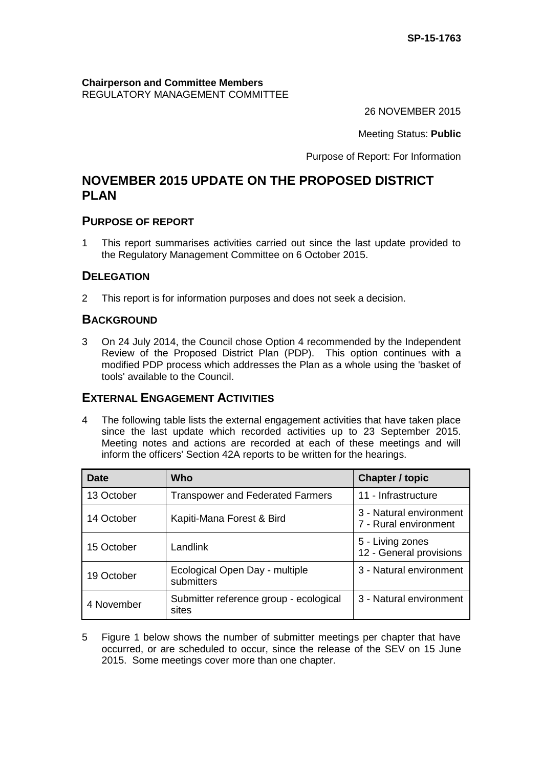SP-15-1763

**Chairperson and Committee Members**
REGULATORY MANAGEMENT COMMITTEE

26 NOVEMBER 2015

Meeting Status: **Public**

Purpose of Report: For Information

# NOVEMBER 2015 UPDATE ON THE PROPOSED DISTRICT PLAN

## PURPOSE OF REPORT

1 This report summarises activities carried out since the last update provided to the Regulatory Management Committee on 6 October 2015.

## DELEGATION

2 This report is for information purposes and does not seek a decision.

## BACKGROUND

3 On 24 July 2014, the Council chose Option 4 recommended by the Independent Review of the Proposed District Plan (PDP). This option continues with a modified PDP process which addresses the Plan as a whole using the 'basket of tools' available to the Council.

## EXTERNAL ENGAGEMENT ACTIVITIES

4 The following table lists the external engagement activities that have taken place since the last update which recorded activities up to 23 September 2015. Meeting notes and actions are recorded at each of these meetings and will inform the officers' Section 42A reports to be written for the hearings.

| Date | Who | Chapter / topic |
|---|---|---|
| 13 October | Transpower and Federated Farmers | 11 - Infrastructure |
| 14 October | Kapiti-Mana Forest & Bird | 3 - Natural environment<br>7 - Rural environment |
| 15 October | Landlink | 5 - Living zones<br>12 - General provisions |
| 19 October | Ecological Open Day - multiple submitters | 3 - Natural environment |
| 4 November | Submitter reference group - ecological sites | 3 - Natural environment |

5 Figure 1 below shows the number of submitter meetings per chapter that have occurred, or are scheduled to occur, since the release of the SEV on 15 June 2015. Some meetings cover more than one chapter.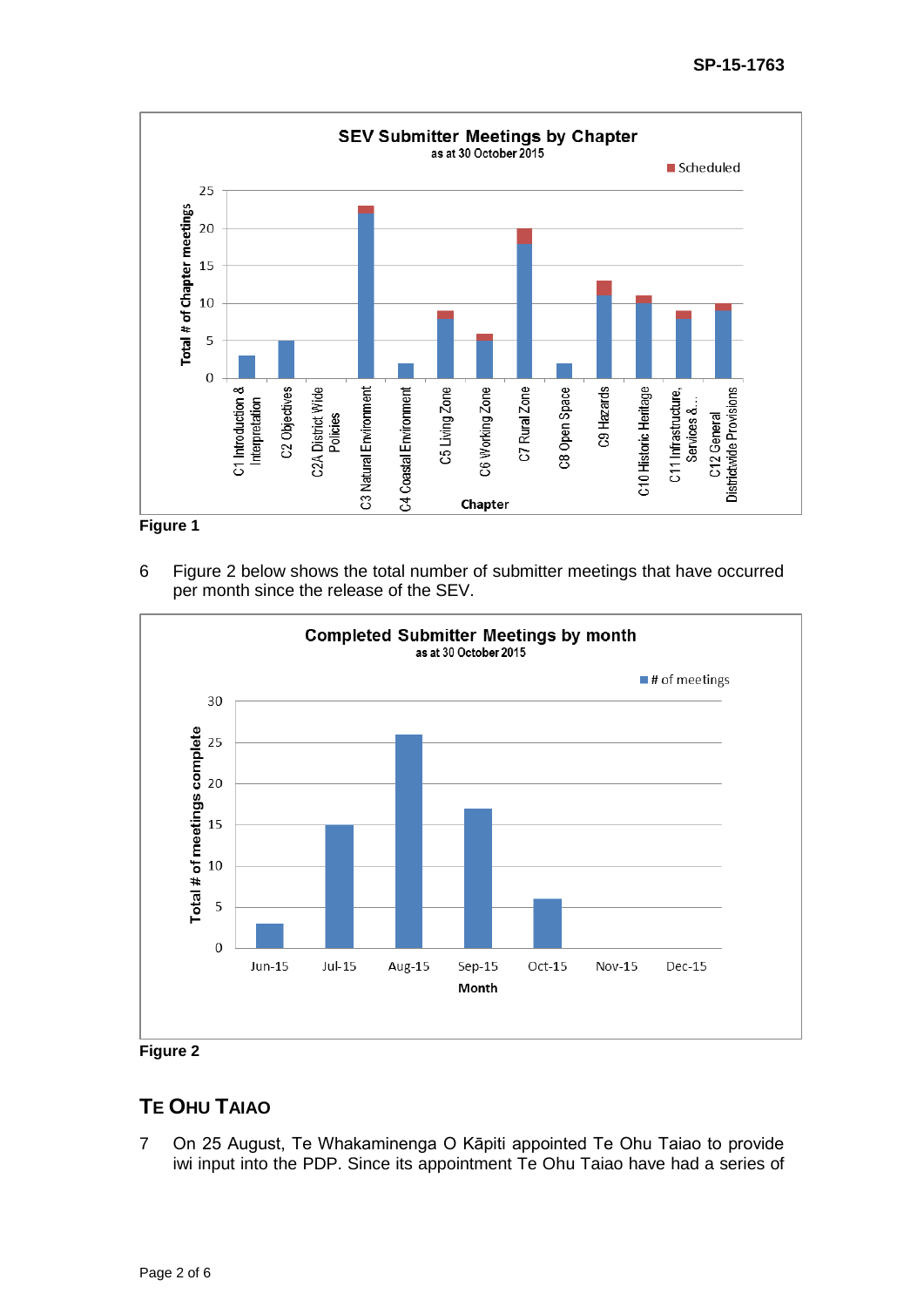**SEV Submitter Meetings by Chapter**
as at 30 October 2015

| Chapter | Total # of Chapter meetings | Scheduled |
|---|---|---|
| C1 Introduction & Interpretation | 3 | |
| C2 Objectives | 5 | |
| C2A District Wide Policies | 0 | |
| C3 Natural Environment | 22 | 1 |
| C4 Coastal Environment | 2 | |
| C5 Living Zone | 8 | 1 |
| C6 Working Zone | 5 | 1 |
| C7 Rural Zone | 18 | 2 |
| C8 Open Space | 2 | |
| C9 Hazards | 11 | 2 |
| C10 Historic Heritage | 10 | 1 |
| C11 Infrastructure, Services &... | 8 | 1 |
| C12 General Districtwide Provisions | 9 | 1 |

Figure 1

6 Figure 2 below shows the total number of submitter meetings that have occurred per month since the release of the SEV.

**Completed Submitter Meetings by month**
as at 30 October 2015

| Month | # of meetings |
|---|---|
| Jun-15 | 3 |
| Jul-15 | 15 |
| Aug-15 | 26 |
| Sep-15 | 17 |
| Oct-15 | 6 |
| Nov-15 | |
| Dec-15 | |

Figure 2

## TE OHU TAIAO

7 On 25 August, Te Whakaminenga O Kāpiti appointed Te Ohu Taiao to provide iwi input into the PDP. Since its appointment Te Ohu Taiao have had a series of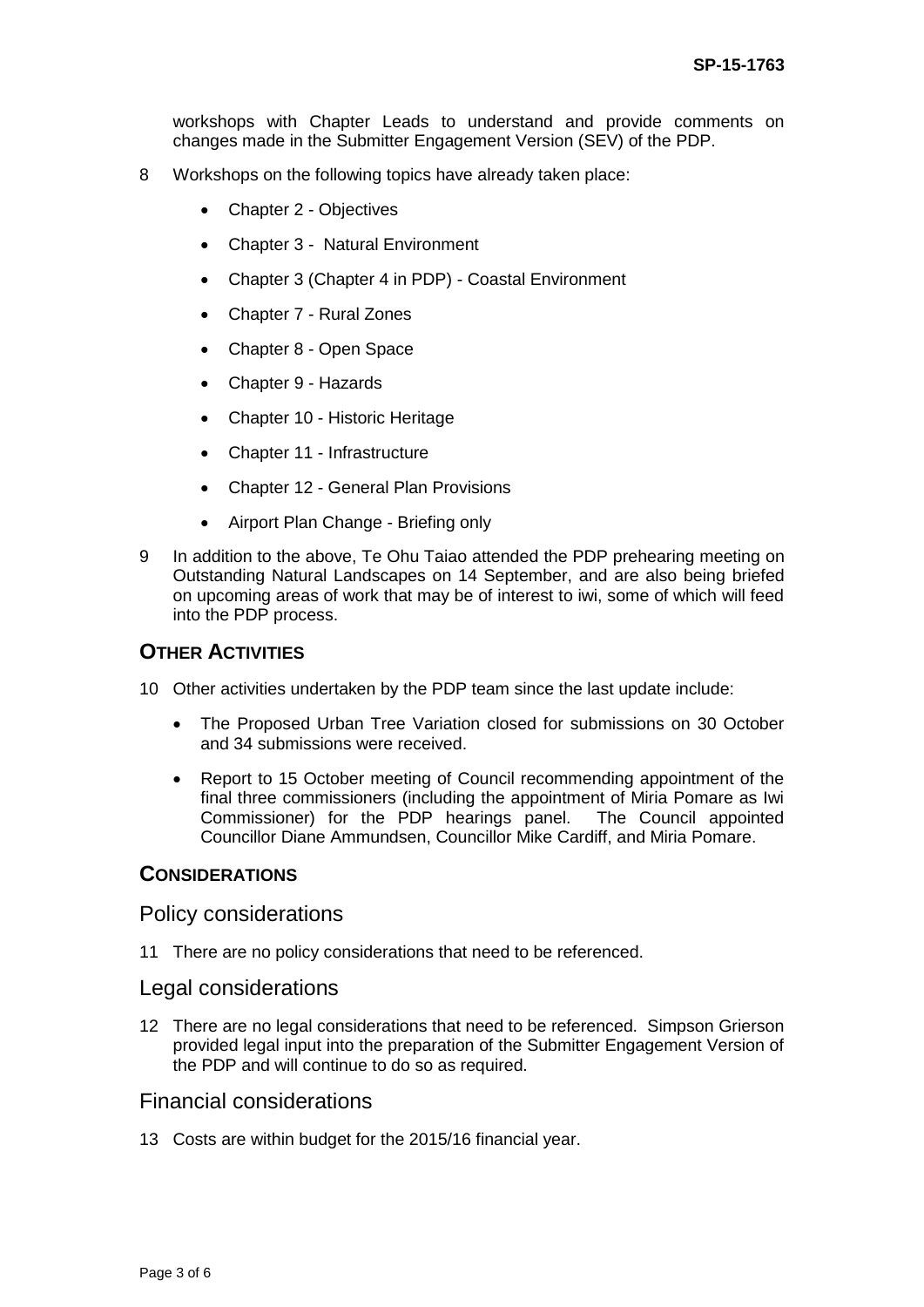workshops with Chapter Leads to understand and provide comments on changes made in the Submitter Engagement Version (SEV) of the PDP.

8 Workshops on the following topics have already taken place:

- Chapter 2 - Objectives
- Chapter 3 - Natural Environment
- Chapter 3 (Chapter 4 in PDP) - Coastal Environment
- Chapter 7 - Rural Zones
- Chapter 8 - Open Space
- Chapter 9 - Hazards
- Chapter 10 - Historic Heritage
- Chapter 11 - Infrastructure
- Chapter 12 - General Plan Provisions
- Airport Plan Change - Briefing only

9 In addition to the above, Te Ohu Taiao attended the PDP prehearing meeting on Outstanding Natural Landscapes on 14 September, and are also being briefed on upcoming areas of work that may be of interest to iwi, some of which will feed into the PDP process.

## OTHER ACTIVITIES

10 Other activities undertaken by the PDP team since the last update include:

- The Proposed Urban Tree Variation closed for submissions on 30 October and 34 submissions were received.
- Report to 15 October meeting of Council recommending appointment of the final three commissioners (including the appointment of Miria Pomare as Iwi Commissioner) for the PDP hearings panel. The Council appointed Councillor Diane Ammundsen, Councillor Mike Cardiff, and Miria Pomare.

## CONSIDERATIONS

### Policy considerations

11 There are no policy considerations that need to be referenced.

### Legal considerations

12 There are no legal considerations that need to be referenced. Simpson Grierson provided legal input into the preparation of the Submitter Engagement Version of the PDP and will continue to do so as required.

### Financial considerations

13 Costs are within budget for the 2015/16 financial year.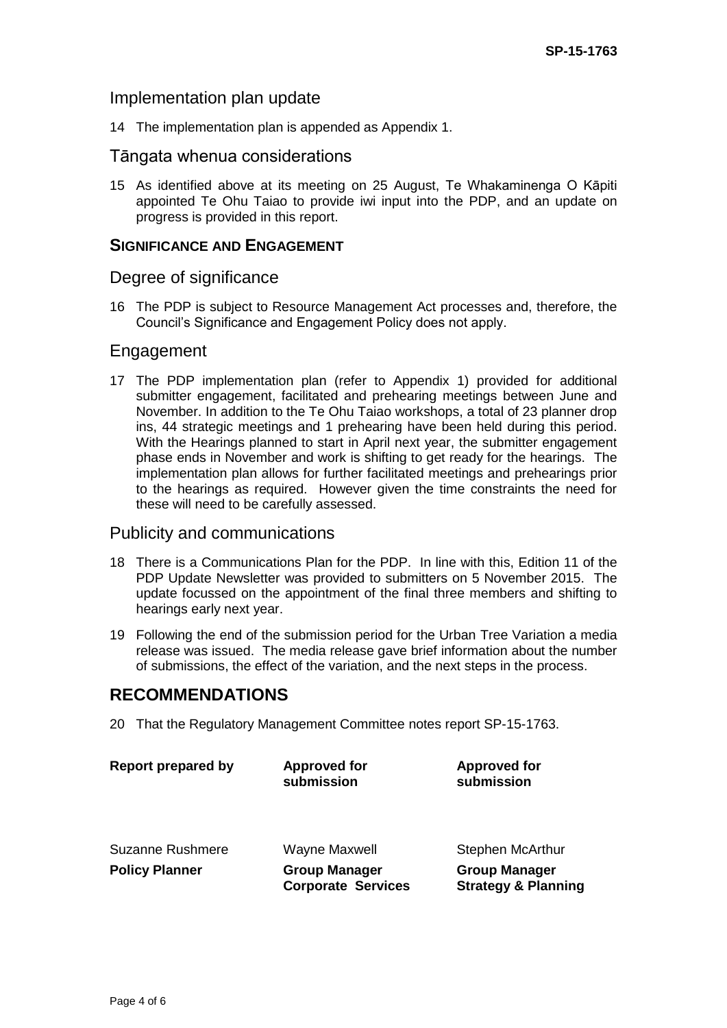## Implementation plan update

14 The implementation plan is appended as Appendix 1.

## Tāngata whenua considerations

15 As identified above at its meeting on 25 August, Te Whakaminenga O Kāpiti appointed Te Ohu Taiao to provide iwi input into the PDP, and an update on progress is provided in this report.

### SIGNIFICANCE AND ENGAGEMENT

## Degree of significance

16 The PDP is subject to Resource Management Act processes and, therefore, the Council's Significance and Engagement Policy does not apply.

## Engagement

17 The PDP implementation plan (refer to Appendix 1) provided for additional submitter engagement, facilitated and prehearing meetings between June and November. In addition to the Te Ohu Taiao workshops, a total of 23 planner drop ins, 44 strategic meetings and 1 prehearing have been held during this period. With the Hearings planned to start in April next year, the submitter engagement phase ends in November and work is shifting to get ready for the hearings. The implementation plan allows for further facilitated meetings and prehearings prior to the hearings as required. However given the time constraints the need for these will need to be carefully assessed.

## Publicity and communications

18 There is a Communications Plan for the PDP. In line with this, Edition 11 of the PDP Update Newsletter was provided to submitters on 5 November 2015. The update focussed on the appointment of the final three members and shifting to hearings early next year.

19 Following the end of the submission period for the Urban Tree Variation a media release was issued. The media release gave brief information about the number of submissions, the effect of the variation, and the next steps in the process.

# RECOMMENDATIONS

20 That the Regulatory Management Committee notes report SP-15-1763.

| **Report prepared by** | **Approved for submission** | **Approved for submission** |
|---|---|---|
| Suzanne Rushmere | Wayne Maxwell | Stephen McArthur |
| **Policy Planner** | **Group Manager Corporate Services** | **Group Manager Strategy & Planning** |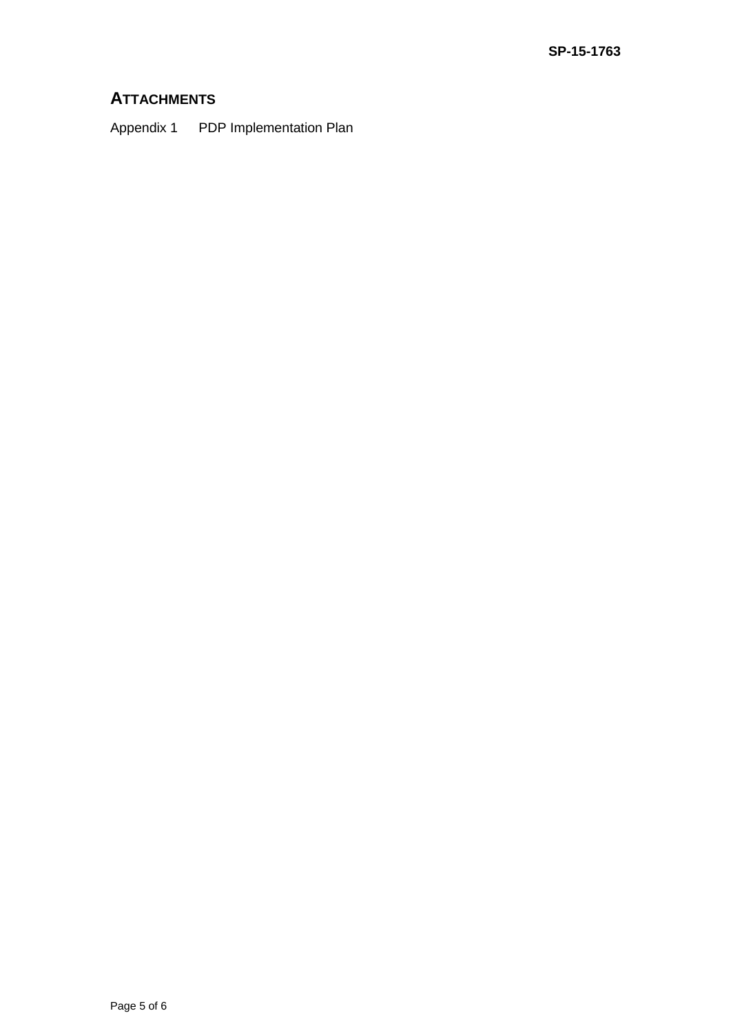## ATTACHMENTS

Appendix 1 PDP Implementation Plan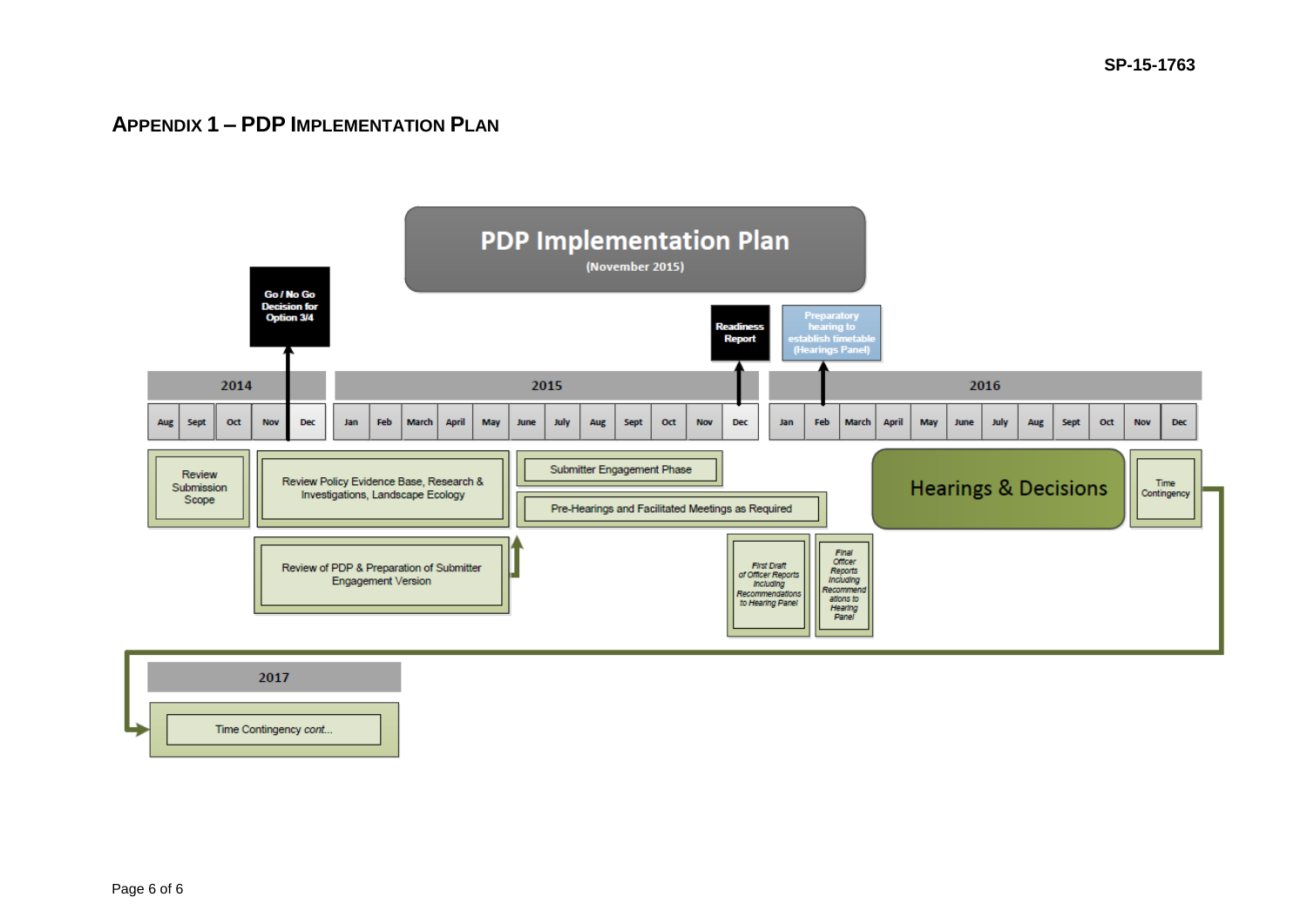## APPENDIX 1 – PDP IMPLEMENTATION PLAN

PDP Implementation Plan

(November 2015)

Go / No Go Decision for Option 3/4

Readiness Report

Preparatory hearing to establish timetable (Hearings Panel)

2014

Aug Sept Oct Nov Dec

2015

Jan Feb March April May June July Aug Sept Oct Nov Dec

2016

Jan Feb March April May June July Aug Sept Oct Nov Dec

Review Submission Scope

Review Policy Evidence Base, Research & Investigations, Landscape Ecology

Submitter Engagement Phase

Pre-Hearings and Facilitated Meetings as Required

Hearings & Decisions

Time Contingency

Review of PDP & Preparation of Submitter Engagement Version

First Draft of Officer Reports including Recommendations to Hearing Panel

Final Officer Reports including Recommendations to Hearing Panel

2017

Time Contingency cont...